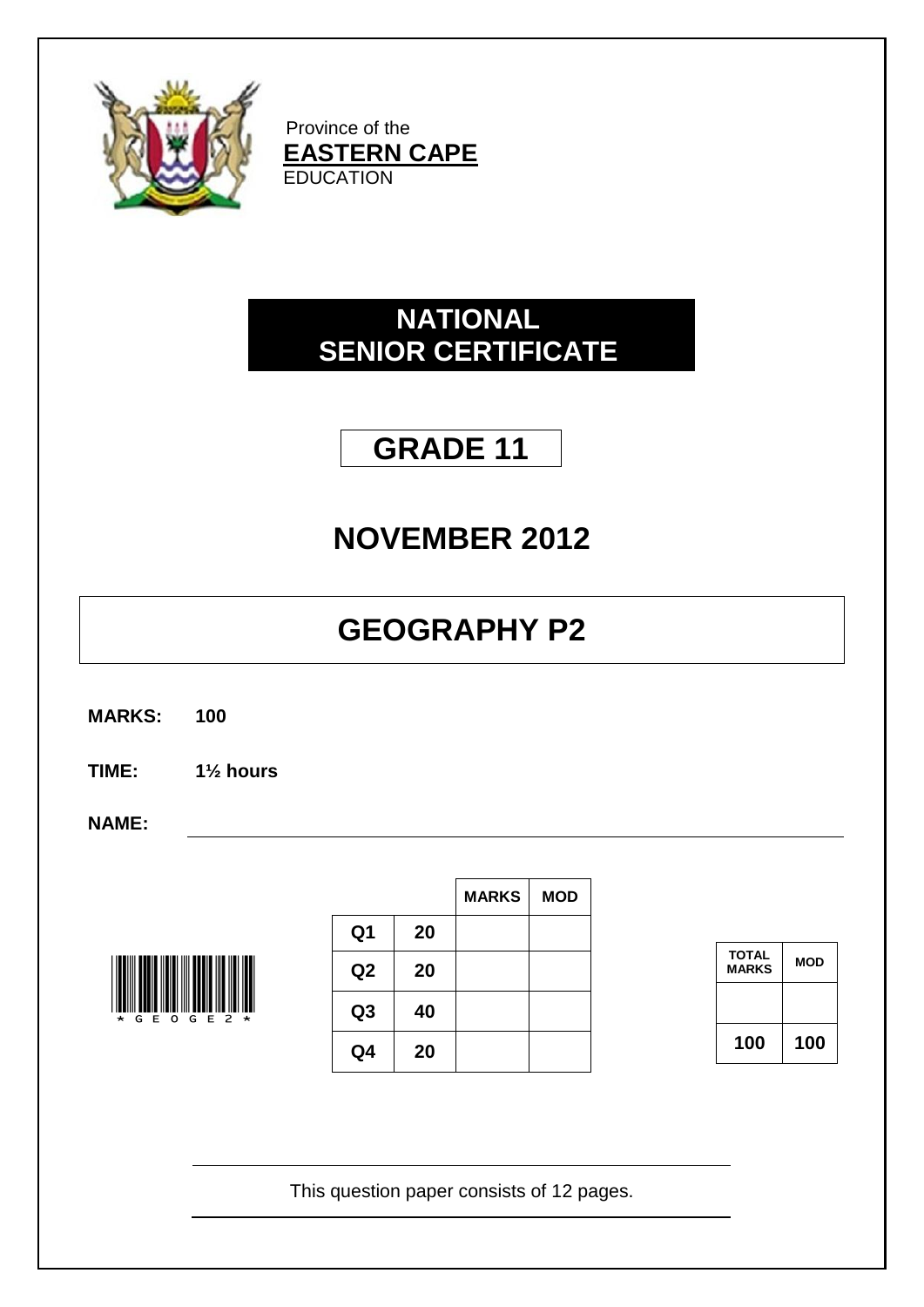Province of the
**EASTERN CAPE**
EDUCATION

# NATIONAL SENIOR CERTIFICATE

# GRADE 11

## NOVEMBER 2012

# GEOGRAPHY P2

**MARKS:** **100**

**TIME:** **1½ hours**

**NAME:**

*GEOGE2*

| | | MARKS | MOD |
|---|---|---|---|
| Q1 | 20 | | |
| Q2 | 20 | | |
| Q3 | 40 | | |
| Q4 | 20 | | |

| TOTAL MARKS | MOD |
|---|---|
| | |
| 100 | 100 |

This question paper consists of 12 pages.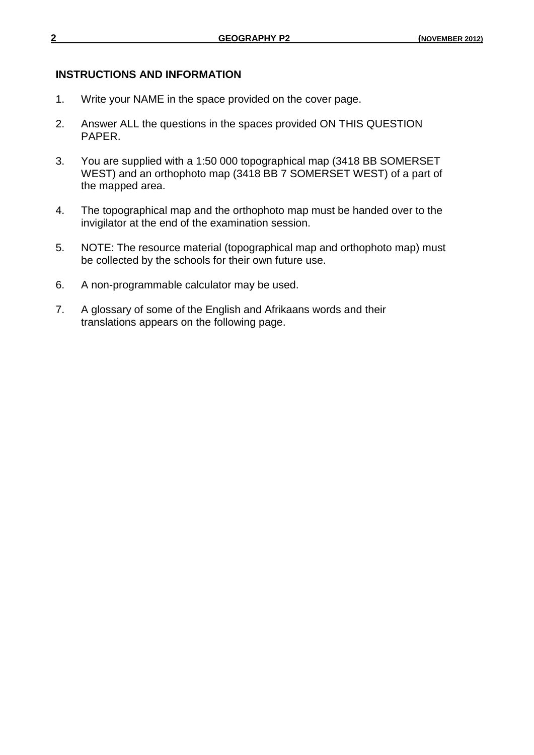## INSTRUCTIONS AND INFORMATION

1. Write your NAME in the space provided on the cover page.
2. Answer ALL the questions in the spaces provided ON THIS QUESTION PAPER.
3. You are supplied with a 1:50 000 topographical map (3418 BB SOMERSET WEST) and an orthophoto map (3418 BB 7 SOMERSET WEST) of a part of the mapped area.
4. The topographical map and the orthophoto map must be handed over to the invigilator at the end of the examination session.
5. NOTE: The resource material (topographical map and orthophoto map) must be collected by the schools for their own future use.
6. A non-programmable calculator may be used.
7. A glossary of some of the English and Afrikaans words and their translations appears on the following page.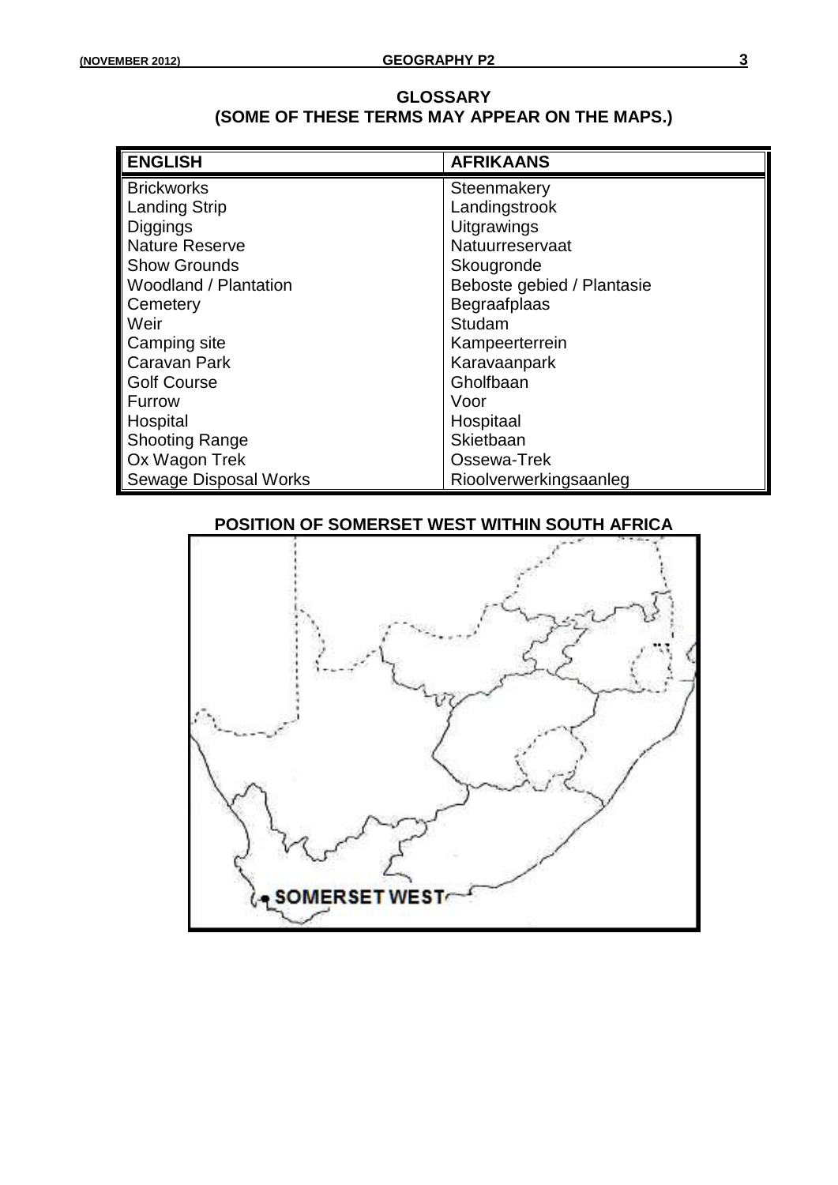## GLOSSARY
## (SOME OF THESE TERMS MAY APPEAR ON THE MAPS.)

| ENGLISH | AFRIKAANS |
|---|---|
| Brickworks | Steenmakery |
| Landing Strip | Landingstrook |
| Diggings | Uitgrawings |
| Nature Reserve | Natuurreservaat |
| Show Grounds | Skougronde |
| Woodland / Plantation | Beboste gebied / Plantasie |
| Cemetery | Begraafplaas |
| Weir | Studam |
| Camping site | Kampeerterrein |
| Caravan Park | Karavaanpark |
| Golf Course | Gholfbaan |
| Furrow | Voor |
| Hospital | Hospitaal |
| Shooting Range | Skietbaan |
| Ox Wagon Trek | Ossewa-Trek |
| Sewage Disposal Works | Rioolverwerkingsaanleg |

## POSITION OF SOMERSET WEST WITHIN SOUTH AFRICA

SOMERSET WEST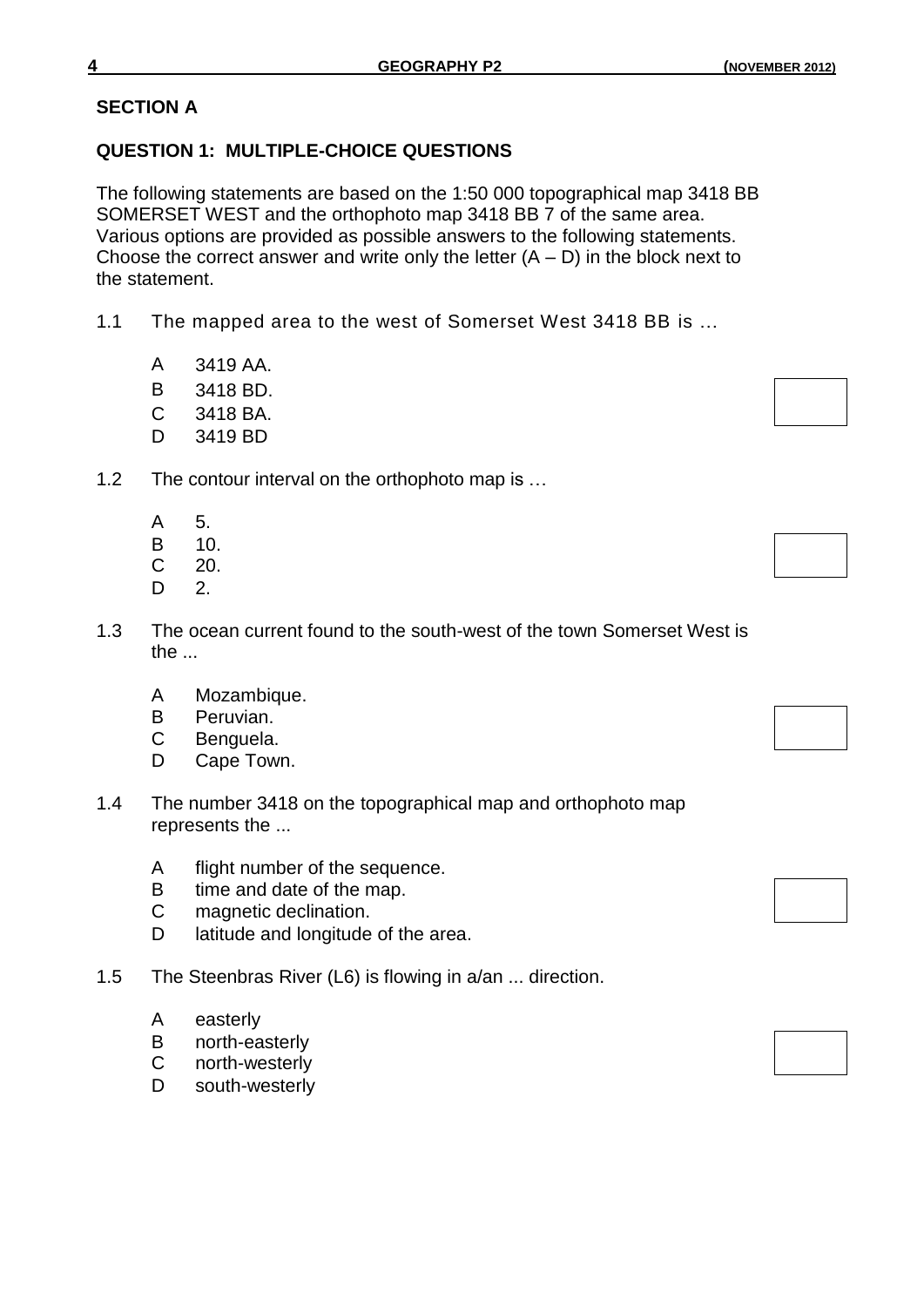## SECTION A

### QUESTION 1: MULTIPLE-CHOICE QUESTIONS

The following statements are based on the 1:50 000 topographical map 3418 BB SOMERSET WEST and the orthophoto map 3418 BB 7 of the same area. Various options are provided as possible answers to the following statements. Choose the correct answer and write only the letter (A – D) in the block next to the statement.

1.1 The mapped area to the west of Somerset West 3418 BB is ...

- A 3419 AA.
- B 3418 BD.
- C 3418 BA.
- D 3419 BD

1.2 The contour interval on the orthophoto map is …

- A 5.
- B 10.
- C 20.
- D 2.

1.3 The ocean current found to the south-west of the town Somerset West is the ...

- A Mozambique.
- B Peruvian.
- C Benguela.
- D Cape Town.

1.4 The number 3418 on the topographical map and orthophoto map represents the ...

- A flight number of the sequence.
- B time and date of the map.
- C magnetic declination.
- D latitude and longitude of the area.

1.5 The Steenbras River (L6) is flowing in a/an ... direction.

- A easterly
- B north-easterly
- C north-westerly
- D south-westerly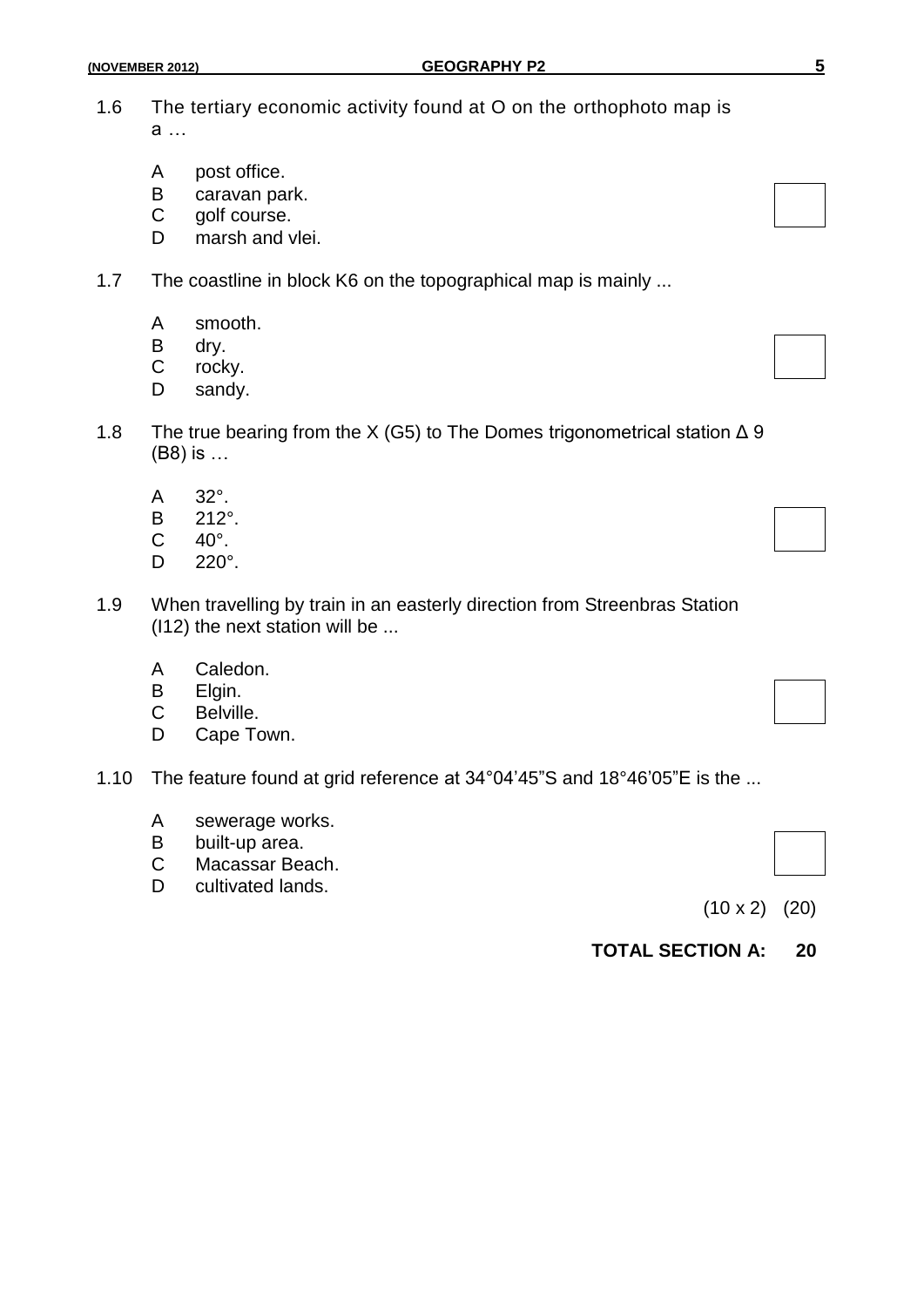1.6 The tertiary economic activity found at O on the orthophoto map is a …

 A post office.
 B caravan park.
 C golf course.
 D marsh and vlei.

1.7 The coastline in block K6 on the topographical map is mainly ...

 A smooth.
 B dry.
 C rocky.
 D sandy.

1.8 The true bearing from the X (G5) to The Domes trigonometrical station Δ 9 (B8) is …

 A 32°.
 B 212°.
 C 40°.
 D 220°.

1.9 When travelling by train in an easterly direction from Streenbras Station (I12) the next station will be ...

 A Caledon.
 B Elgin.
 C Belville.
 D Cape Town.

1.10 The feature found at grid reference at 34°04’45”S and 18°46’05”E is the ...

 A sewerage works.
 B built-up area.
 C Macassar Beach.
 D cultivated lands.

(10 x 2) (20)

**TOTAL SECTION A: 20**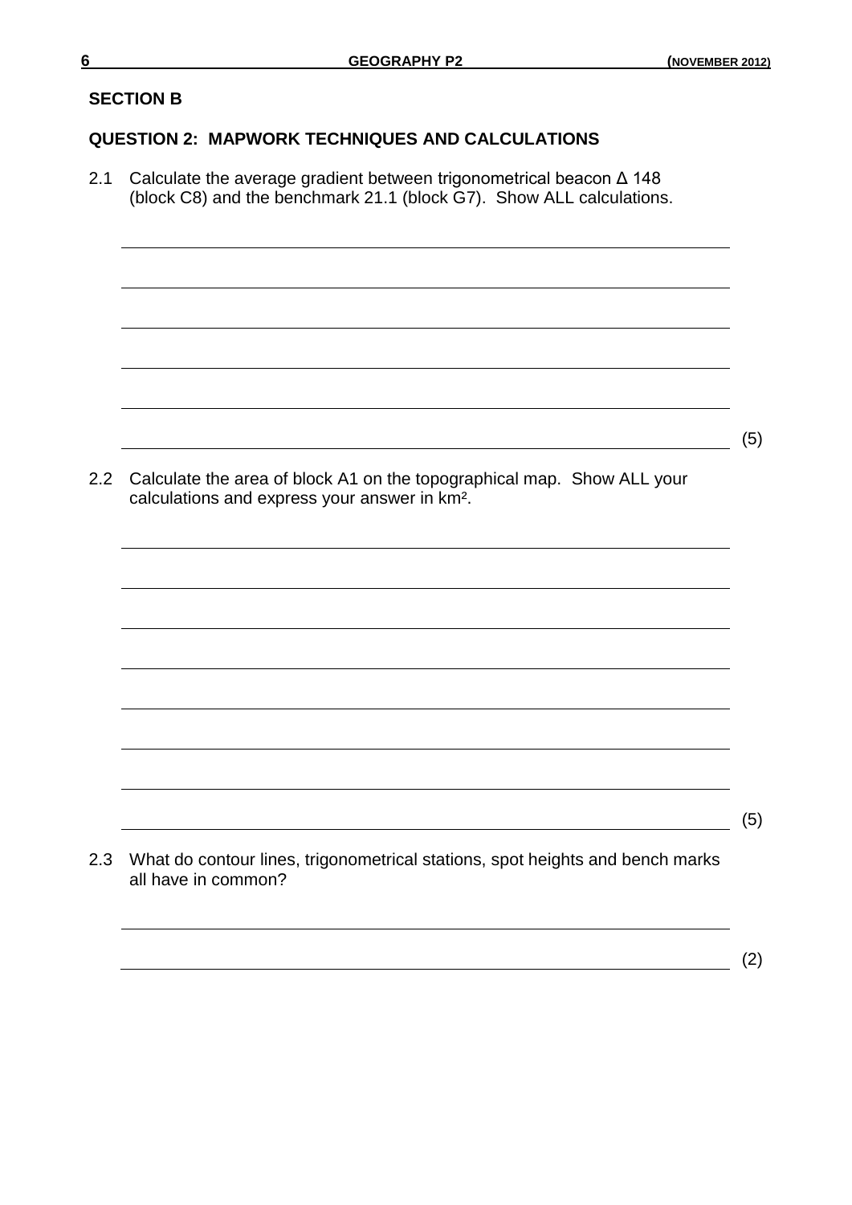## SECTION B

### QUESTION 2: MAPWORK TECHNIQUES AND CALCULATIONS

2.1 Calculate the average gradient between trigonometrical beacon Δ 148 (block C8) and the benchmark 21.1 (block G7). Show ALL calculations.

(5)

2.2 Calculate the area of block A1 on the topographical map. Show ALL your calculations and express your answer in km².

(5)

2.3 What do contour lines, trigonometrical stations, spot heights and bench marks all have in common?

(2)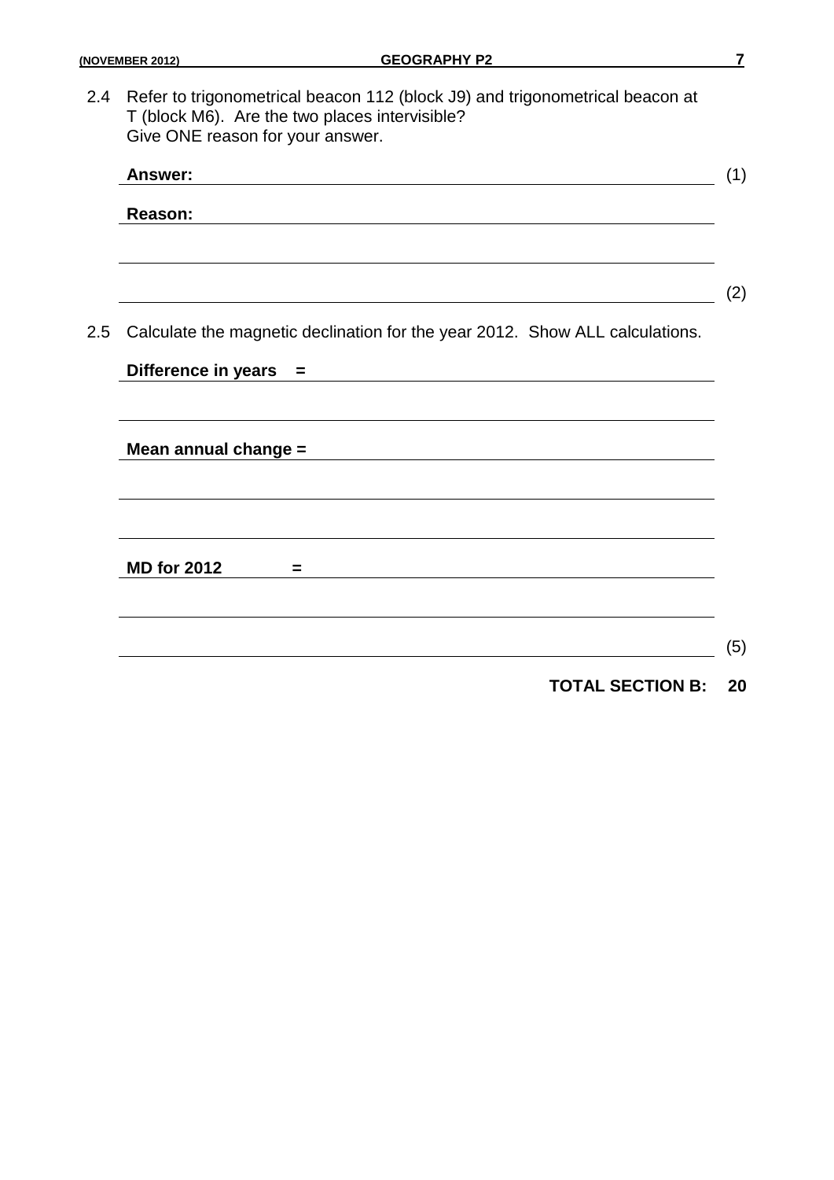2.4 Refer to trigonometrical beacon 112 (block J9) and trigonometrical beacon at T (block M6). Are the two places intervisible?
Give ONE reason for your answer.

**Answer:** ______________________________________________ (1)

**Reason:** ______________________________________________

__________________________________________________________

__________________________________________________________ (2)

2.5 Calculate the magnetic declination for the year 2012. Show ALL calculations.

**Difference in years =** ______________________________________

__________________________________________________________

**Mean annual change =** ______________________________________

__________________________________________________________

__________________________________________________________

**MD for 2012 =** ____________________________________________

__________________________________________________________

__________________________________________________________ (5)

**TOTAL SECTION B: 20**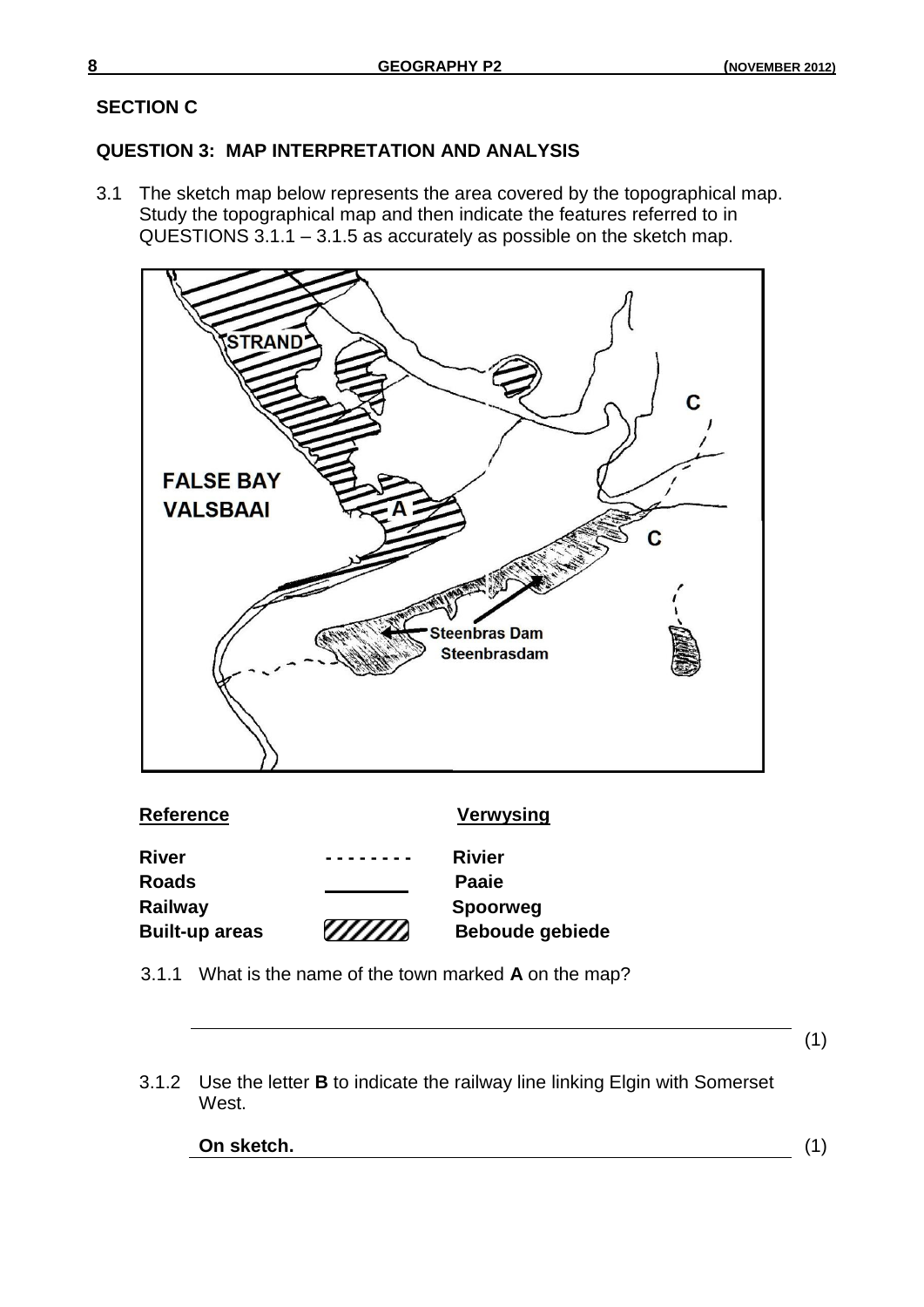## SECTION C

### QUESTION 3: MAP INTERPRETATION AND ANALYSIS

3.1 The sketch map below represents the area covered by the topographical map. Study the topographical map and then indicate the features referred to in QUESTIONS 3.1.1 – 3.1.5 as accurately as possible on the sketch map.

STRAND

FALSE BAY
VALSBAAI

A

C

C

Steenbras Dam
Steenbrasdam

| **Reference** | | **Verwysing** |
|---|---|---|
| **River** | - - - - - - - - | **Rivier** |
| **Roads** | ________ | **Paaie** |
| **Railway** | | **Spoorweg** |
| **Built-up areas** | ////// | **Beboude gebiede** |

3.1.1 What is the name of the town marked **A** on the map?

_______________________________________________ (1)

3.1.2 Use the letter **B** to indicate the railway line linking Elgin with Somerset West.

**On sketch.** (1)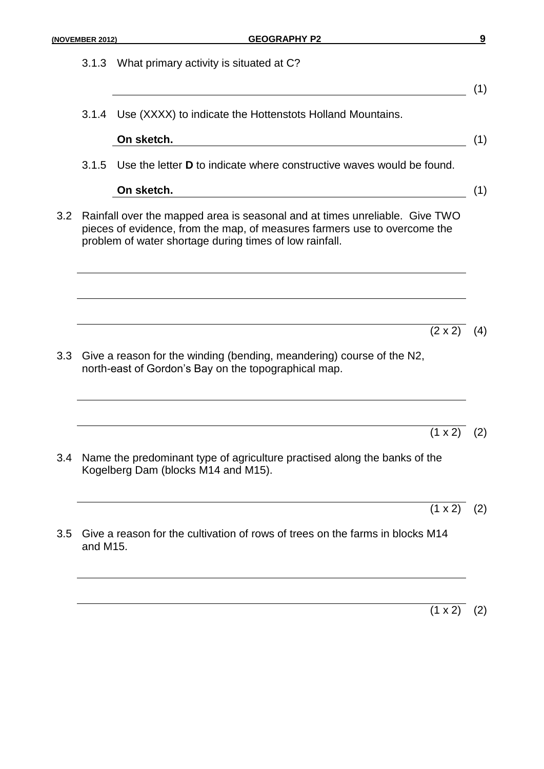3.1.3 What primary activity is situated at C?

\_\_\_\_\_\_\_\_\_\_\_\_\_\_\_\_\_\_\_\_\_\_\_\_\_\_\_\_\_\_\_\_\_\_\_\_\_\_\_\_ (1)

3.1.4 Use (XXXX) to indicate the Hottenstots Holland Mountains.

**On sketch.** (1)

3.1.5 Use the letter **D** to indicate where constructive waves would be found.

**On sketch.** (1)

3.2 Rainfall over the mapped area is seasonal and at times unreliable. Give TWO pieces of evidence, from the map, of measures farmers use to overcome the problem of water shortage during times of low rainfall.

\_\_\_\_\_\_\_\_\_\_\_\_\_\_\_\_\_\_\_\_\_\_\_\_\_\_\_\_\_\_\_\_\_\_\_\_\_\_\_\_

\_\_\_\_\_\_\_\_\_\_\_\_\_\_\_\_\_\_\_\_\_\_\_\_\_\_\_\_\_\_\_\_\_\_\_\_\_\_\_\_

\_\_\_\_\_\_\_\_\_\_\_\_\_\_\_\_\_\_\_\_\_\_\_\_\_\_\_\_\_\_\_\_\_\_\_\_\_\_\_\_ (2 x 2) (4)

3.3 Give a reason for the winding (bending, meandering) course of the N2, north-east of Gordon's Bay on the topographical map.

\_\_\_\_\_\_\_\_\_\_\_\_\_\_\_\_\_\_\_\_\_\_\_\_\_\_\_\_\_\_\_\_\_\_\_\_\_\_\_\_

\_\_\_\_\_\_\_\_\_\_\_\_\_\_\_\_\_\_\_\_\_\_\_\_\_\_\_\_\_\_\_\_\_\_\_\_\_\_\_\_ (1 x 2) (2)

3.4 Name the predominant type of agriculture practised along the banks of the Kogelberg Dam (blocks M14 and M15).

\_\_\_\_\_\_\_\_\_\_\_\_\_\_\_\_\_\_\_\_\_\_\_\_\_\_\_\_\_\_\_\_\_\_\_\_\_\_\_\_ (1 x 2) (2)

3.5 Give a reason for the cultivation of rows of trees on the farms in blocks M14 and M15.

\_\_\_\_\_\_\_\_\_\_\_\_\_\_\_\_\_\_\_\_\_\_\_\_\_\_\_\_\_\_\_\_\_\_\_\_\_\_\_\_

\_\_\_\_\_\_\_\_\_\_\_\_\_\_\_\_\_\_\_\_\_\_\_\_\_\_\_\_\_\_\_\_\_\_\_\_\_\_\_\_ (1 x 2) (2)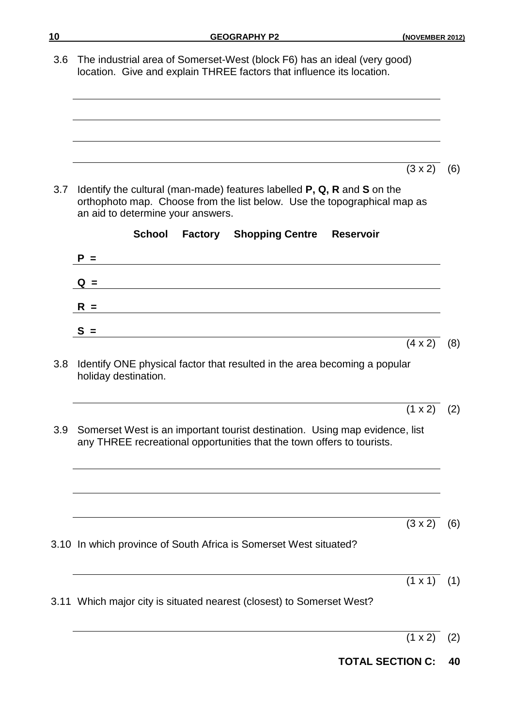3.6 The industrial area of Somerset-West (block F6) has an ideal (very good) location. Give and explain THREE factors that influence its location.

(3 x 2) (6)

3.7 Identify the cultural (man-made) features labelled **P, Q, R** and **S** on the orthophoto map. Choose from the list below. Use the topographical map as an aid to determine your answers.

**School Factory Shopping Centre Reservoir**

**P =**

**Q =**

**R =**

**S =**

(4 x 2) (8)

3.8 Identify ONE physical factor that resulted in the area becoming a popular holiday destination.

(1 x 2) (2)

3.9 Somerset West is an important tourist destination. Using map evidence, list any THREE recreational opportunities that the town offers to tourists.

(3 x 2) (6)

3.10 In which province of South Africa is Somerset West situated?

(1 x 1) (1)

3.11 Which major city is situated nearest (closest) to Somerset West?

(1 x 2) (2)

**TOTAL SECTION C: 40**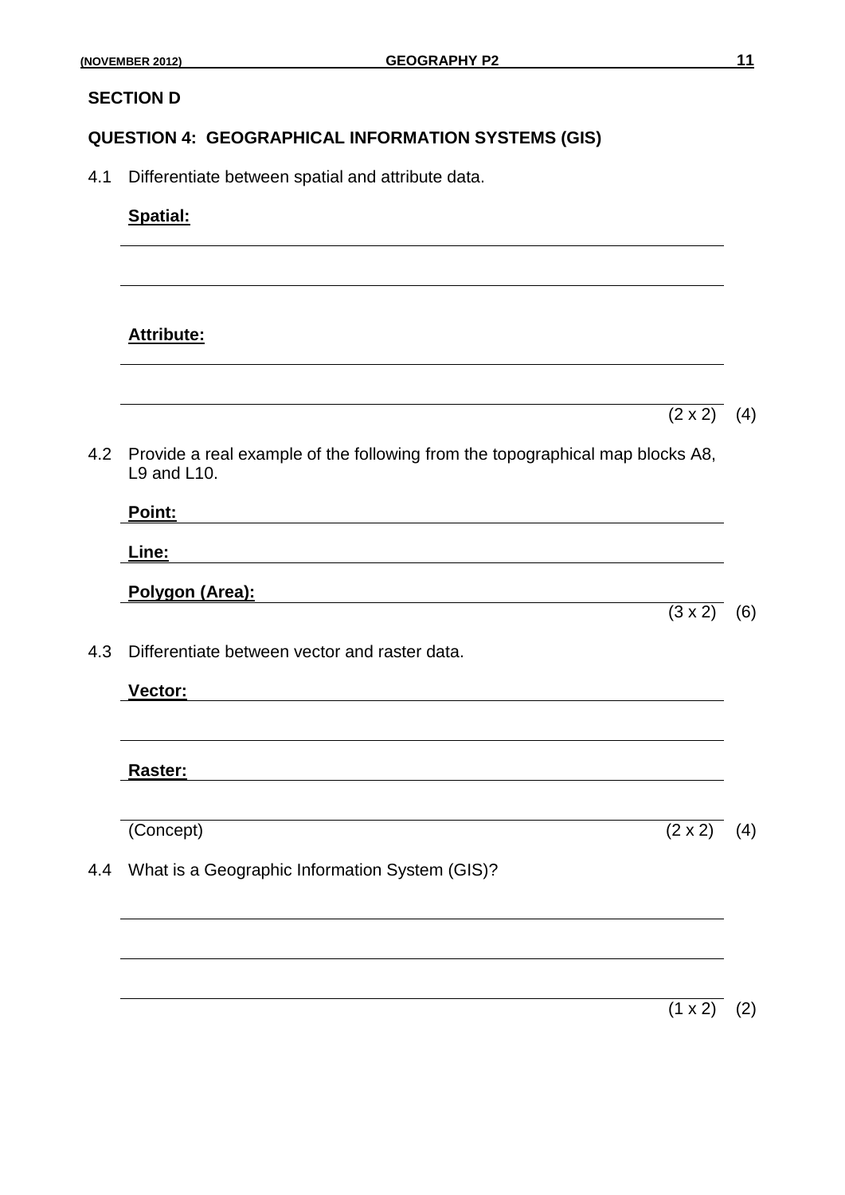## SECTION D

### QUESTION 4: GEOGRAPHICAL INFORMATION SYSTEMS (GIS)

4.1 Differentiate between spatial and attribute data.

**Spatial:**

______________________________________________________________________

______________________________________________________________________

**Attribute:**

______________________________________________________________________

______________________________________________________________________ (2 x 2) (4)

4.2 Provide a real example of the following from the topographical map blocks A8, L9 and L10.

**Point:** ______________________________________________________________

**Line:** _______________________________________________________________

**Polygon (Area):** ______________________________________________________ (3 x 2) (6)

4.3 Differentiate between vector and raster data.

**Vector:** _____________________________________________________________

______________________________________________________________________

**Raster:** _____________________________________________________________

______________________________________________________________________

(Concept) (2 x 2) (4)

4.4 What is a Geographic Information System (GIS)?

______________________________________________________________________

______________________________________________________________________

______________________________________________________________________ (1 x 2) (2)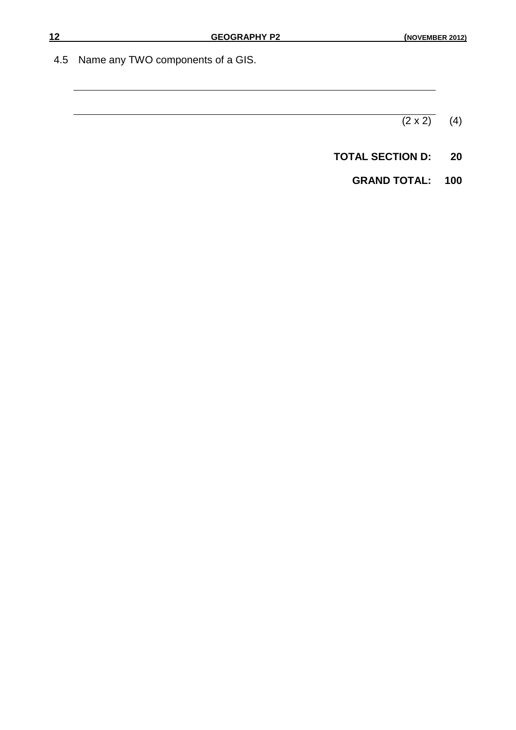4.5 Name any TWO components of a GIS.

\_\_\_\_\_\_\_\_\_\_\_\_\_\_\_\_\_\_\_\_\_\_\_\_\_\_\_\_\_\_\_\_\_\_\_\_\_\_\_\_\_\_\_\_\_\_\_\_\_\_\_\_\_\_\_\_\_\_\_\_

\_\_\_\_\_\_\_\_\_\_\_\_\_\_\_\_\_\_\_\_\_\_\_\_\_\_\_\_\_\_\_\_\_\_\_\_\_\_\_\_\_\_\_\_\_\_\_\_\_\_\_\_\_\_\_\_\_\_\_\_ (2 x 2) (4)

**TOTAL SECTION D: 20**

**GRAND TOTAL: 100**